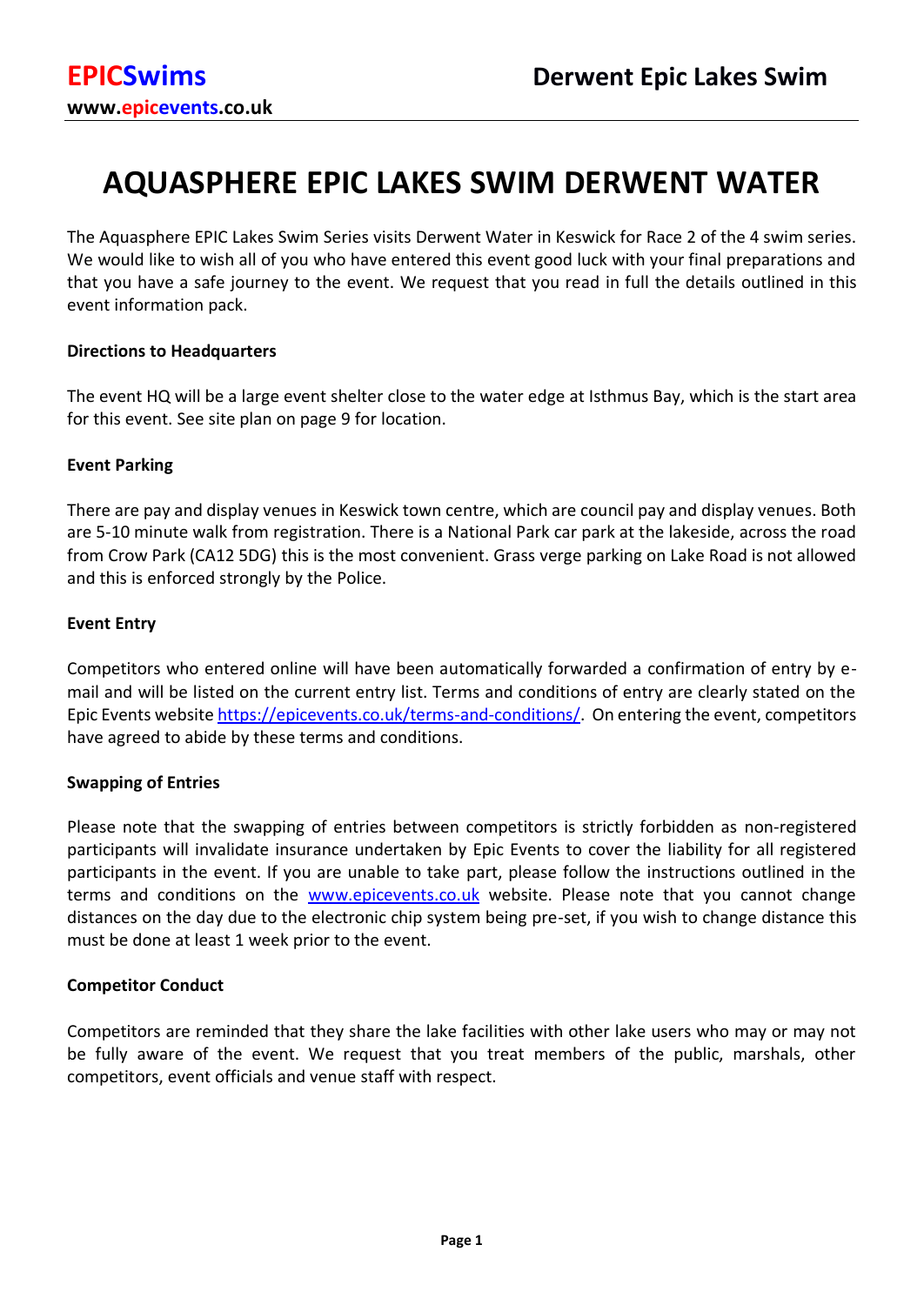# AQUASPHERE EPIC LAKES SWIM DERWENT WATER

The Aquasphere EPIC Lakes Swim Series visits Derwent Water in Keswick for Race 2 of the 4 swim series. We would like to wish all of you who have entered this event good luck with your final preparations and that you have a safe journey to the event. We request that you read in full the details outlined in this event information pack.

### Directions to Headquarters

The event HQ will be a large event shelter close to the water edge at Isthmus Bay, which is the start area for this event. See site plan on page 9 for location.

### Event Parking

There are pay and display venues in Keswick town centre, which are council pay and display venues. Both are 5-10 minute walk from registration. There is a National Park car park at the lakeside, across the road from Crow Park (CA12 5DG) this is the most convenient. Grass verge parking on Lake Road is not allowed and this is enforced strongly by the Police.

### Event Entry

Competitors who entered online will have been automatically forwarded a confirmation of entry by e-mail and will be listed on the current entry list. Terms and conditions of entry are clearly stated on the Epic Events website [https://epicevents.co.uk/terms-and-conditions/](https://epicevents.co.uk/terms-and-conditions/). On entering the event, competitors have agreed to abide by these terms and conditions.

### Swapping of Entries

Please note that the swapping of entries between competitors is strictly forbidden as non-registered participants will invalidate insurance undertaken by Epic Events to cover the liability for all registered participants in the event. If you are unable to take part, please follow the instructions outlined in the terms and conditions on the [www.epicevents.co.uk](http://www.epicevents.co.uk) website. Please note that you cannot change distances on the day due to the electronic chip system being pre-set, if you wish to change distance this must be done at least 1 week prior to the event.

### Competitor Conduct

Competitors are reminded that they share the lake facilities with other lake users who may or may not be fully aware of the event. We request that you treat members of the public, marshals, other competitors, event officials and venue staff with respect.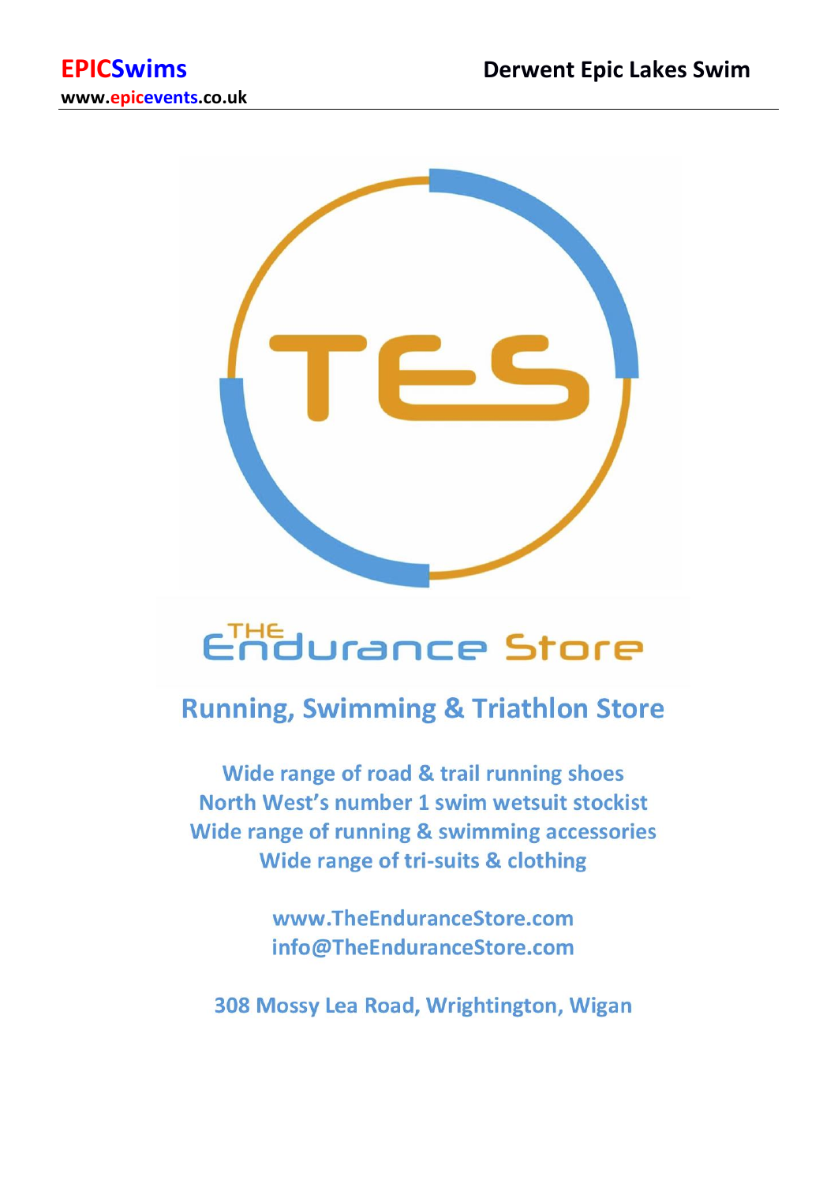# The Endurance Store

## Running, Swimming & Triathlon Store

Wide range of road & trail running shoes
North West's number 1 swim wetsuit stockist
Wide range of running & swimming accessories
Wide range of tri-suits & clothing

www.TheEnduranceStore.com
info@TheEnduranceStore.com

308 Mossy Lea Road, Wrightington, Wigan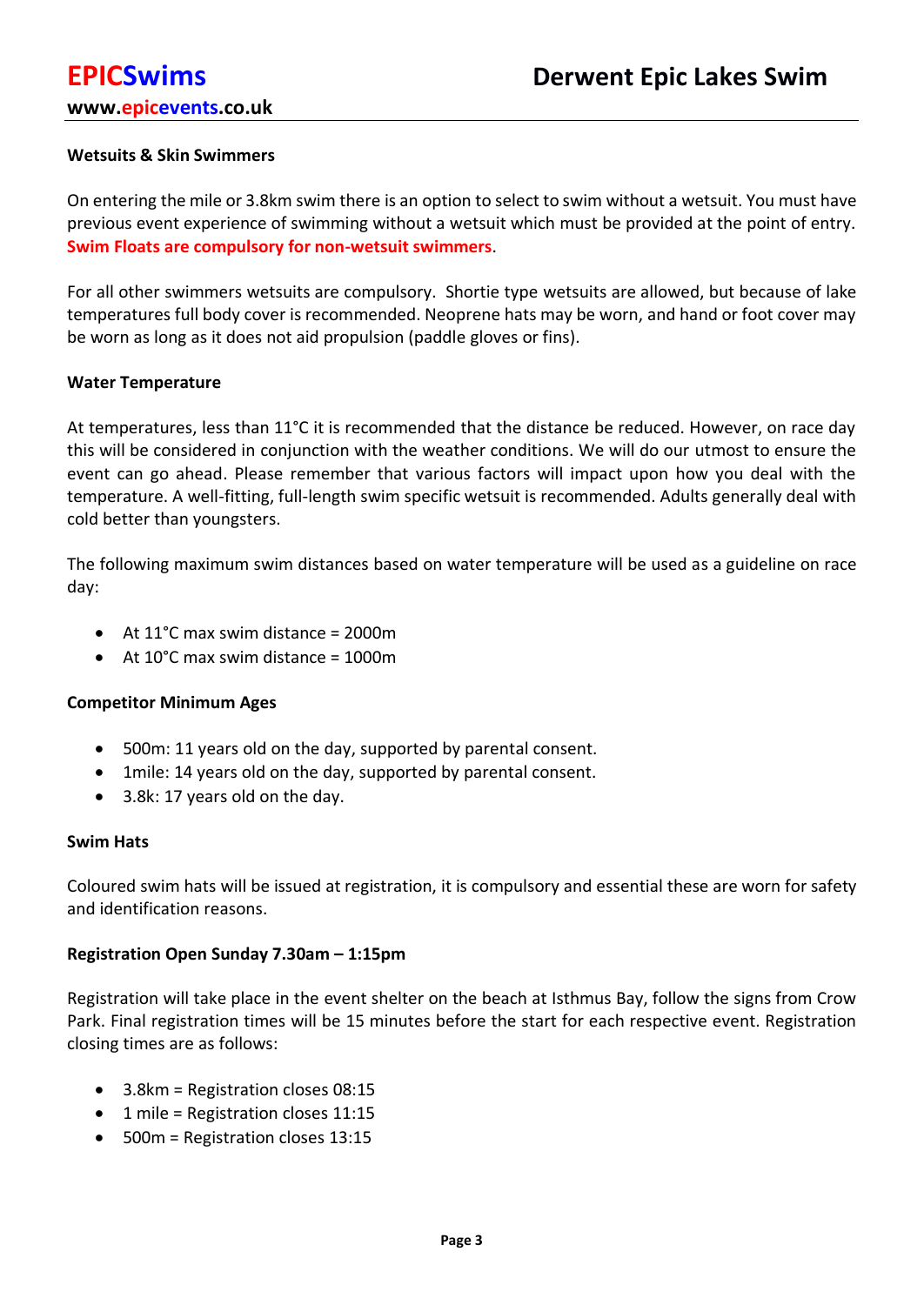#### Wetsuits & Skin Swimmers

On entering the mile or 3.8km swim there is an option to select to swim without a wetsuit. You must have previous event experience of swimming without a wetsuit which must be provided at the point of entry. **Swim Floats are compulsory for non-wetsuit swimmers**.

For all other swimmers wetsuits are compulsory. Shortie type wetsuits are allowed, but because of lake temperatures full body cover is recommended. Neoprene hats may be worn, and hand or foot cover may be worn as long as it does not aid propulsion (paddle gloves or fins).

#### Water Temperature

At temperatures, less than 11°C it is recommended that the distance be reduced. However, on race day this will be considered in conjunction with the weather conditions. We will do our utmost to ensure the event can go ahead. Please remember that various factors will impact upon how you deal with the temperature. A well-fitting, full-length swim specific wetsuit is recommended. Adults generally deal with cold better than youngsters.

The following maximum swim distances based on water temperature will be used as a guideline on race day:

- At 11°C max swim distance = 2000m
- At 10°C max swim distance = 1000m

#### Competitor Minimum Ages

- 500m: 11 years old on the day, supported by parental consent.
- 1mile: 14 years old on the day, supported by parental consent.
- 3.8k: 17 years old on the day.

#### Swim Hats

Coloured swim hats will be issued at registration, it is compulsory and essential these are worn for safety and identification reasons.

#### Registration Open Sunday 7.30am – 1:15pm

Registration will take place in the event shelter on the beach at Isthmus Bay, follow the signs from Crow Park. Final registration times will be 15 minutes before the start for each respective event. Registration closing times are as follows:

- 3.8km = Registration closes 08:15
- 1 mile = Registration closes 11:15
- 500m = Registration closes 13:15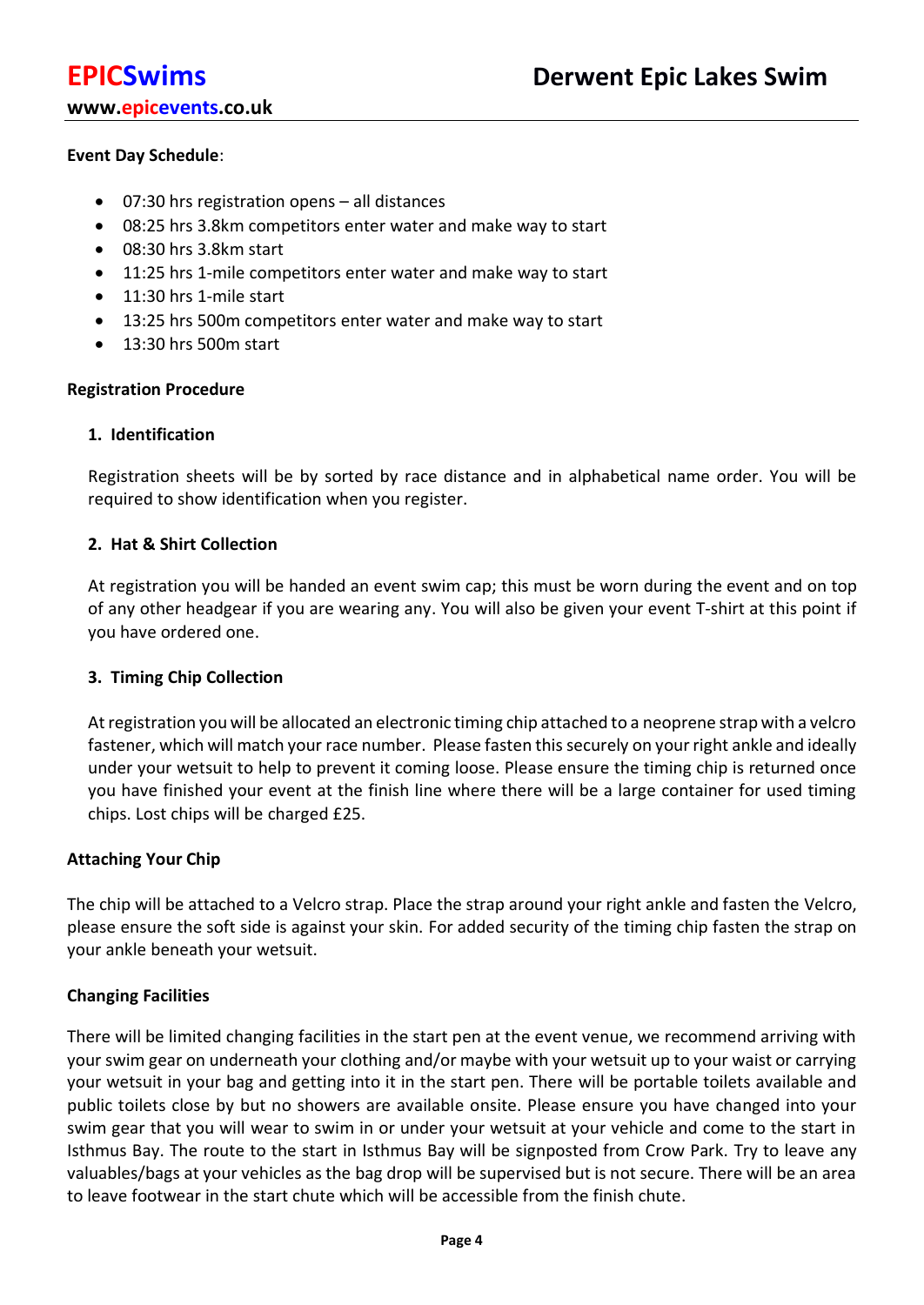**Event Day Schedule**:

- 07:30 hrs registration opens – all distances
- 08:25 hrs 3.8km competitors enter water and make way to start
- 08:30 hrs 3.8km start
- 11:25 hrs 1-mile competitors enter water and make way to start
- 11:30 hrs 1-mile start
- 13:25 hrs 500m competitors enter water and make way to start
- 13:30 hrs 500m start

**Registration Procedure**

**1. Identification**

Registration sheets will be by sorted by race distance and in alphabetical name order. You will be required to show identification when you register.

**2. Hat & Shirt Collection**

At registration you will be handed an event swim cap; this must be worn during the event and on top of any other headgear if you are wearing any. You will also be given your event T-shirt at this point if you have ordered one.

**3. Timing Chip Collection**

At registration you will be allocated an electronic timing chip attached to a neoprene strap with a velcro fastener, which will match your race number. Please fasten this securely on your right ankle and ideally under your wetsuit to help to prevent it coming loose. Please ensure the timing chip is returned once you have finished your event at the finish line where there will be a large container for used timing chips. Lost chips will be charged £25.

**Attaching Your Chip**

The chip will be attached to a Velcro strap. Place the strap around your right ankle and fasten the Velcro, please ensure the soft side is against your skin. For added security of the timing chip fasten the strap on your ankle beneath your wetsuit.

**Changing Facilities**

There will be limited changing facilities in the start pen at the event venue, we recommend arriving with your swim gear on underneath your clothing and/or maybe with your wetsuit up to your waist or carrying your wetsuit in your bag and getting into it in the start pen. There will be portable toilets available and public toilets close by but no showers are available onsite. Please ensure you have changed into your swim gear that you will wear to swim in or under your wetsuit at your vehicle and come to the start in Isthmus Bay. The route to the start in Isthmus Bay will be signposted from Crow Park. Try to leave any valuables/bags at your vehicles as the bag drop will be supervised but is not secure. There will be an area to leave footwear in the start chute which will be accessible from the finish chute.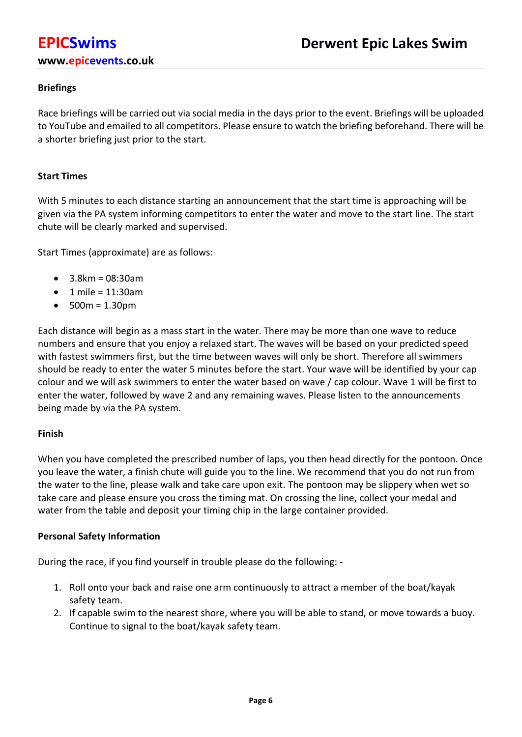## Briefings

Race briefings will be carried out via social media in the days prior to the event. Briefings will be uploaded to YouTube and emailed to all competitors. Please ensure to watch the briefing beforehand. There will be a shorter briefing just prior to the start.

## Start Times

With 5 minutes to each distance starting an announcement that the start time is approaching will be given via the PA system informing competitors to enter the water and move to the start line. The start chute will be clearly marked and supervised.

Start Times (approximate) are as follows:

- 3.8km = 08:30am
- 1 mile = 11:30am
- 500m = 1.30pm

Each distance will begin as a mass start in the water. There may be more than one wave to reduce numbers and ensure that you enjoy a relaxed start. The waves will be based on your predicted speed with fastest swimmers first, but the time between waves will only be short. Therefore all swimmers should be ready to enter the water 5 minutes before the start. Your wave will be identified by your cap colour and we will ask swimmers to enter the water based on wave / cap colour. Wave 1 will be first to enter the water, followed by wave 2 and any remaining waves. Please listen to the announcements being made by via the PA system.

## Finish

When you have completed the prescribed number of laps, you then head directly for the pontoon. Once you leave the water, a finish chute will guide you to the line. We recommend that you do not run from the water to the line, please walk and take care upon exit. The pontoon may be slippery when wet so take care and please ensure you cross the timing mat. On crossing the line, collect your medal and water from the table and deposit your timing chip in the large container provided.

## Personal Safety Information

During the race, if you find yourself in trouble please do the following: -

1. Roll onto your back and raise one arm continuously to attract a member of the boat/kayak safety team.
2. If capable swim to the nearest shore, where you will be able to stand, or move towards a buoy. Continue to signal to the boat/kayak safety team.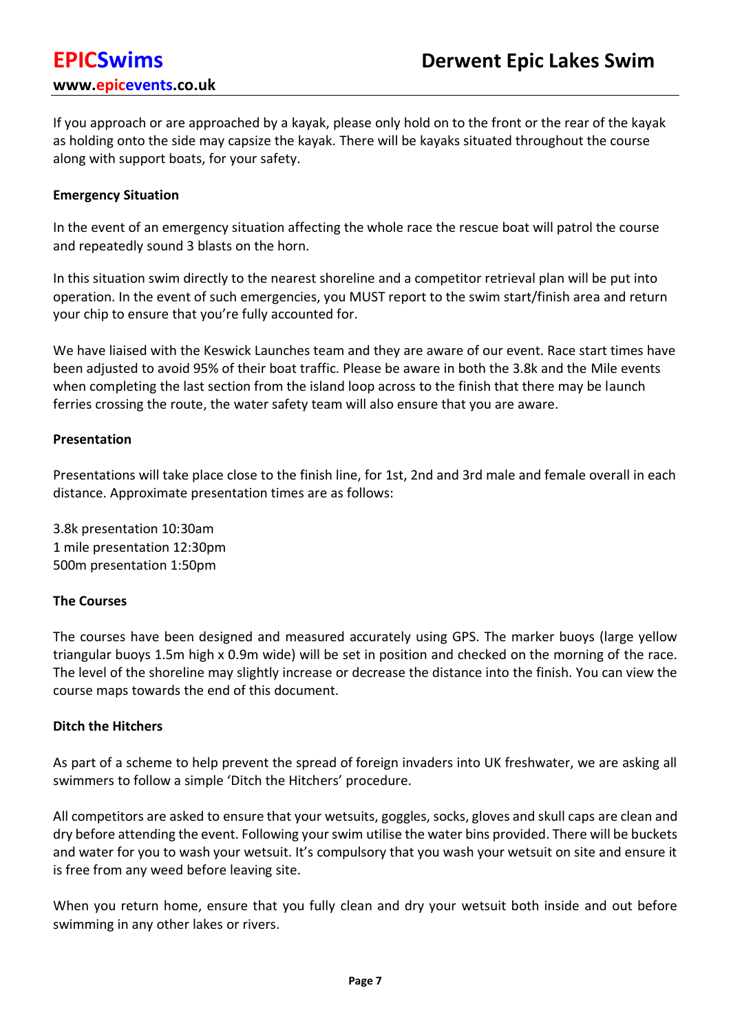If you approach or are approached by a kayak, please only hold on to the front or the rear of the kayak as holding onto the side may capsize the kayak. There will be kayaks situated throughout the course along with support boats, for your safety.

**Emergency Situation**

In the event of an emergency situation affecting the whole race the rescue boat will patrol the course and repeatedly sound 3 blasts on the horn.

In this situation swim directly to the nearest shoreline and a competitor retrieval plan will be put into operation. In the event of such emergencies, you MUST report to the swim start/finish area and return your chip to ensure that you're fully accounted for.

We have liaised with the Keswick Launches team and they are aware of our event. Race start times have been adjusted to avoid 95% of their boat traffic. Please be aware in both the 3.8k and the Mile events when completing the last section from the island loop across to the finish that there may be launch ferries crossing the route, the water safety team will also ensure that you are aware.

**Presentation**

Presentations will take place close to the finish line, for 1st, 2nd and 3rd male and female overall in each distance. Approximate presentation times are as follows:

3.8k presentation 10:30am
1 mile presentation 12:30pm
500m presentation 1:50pm

**The Courses**

The courses have been designed and measured accurately using GPS. The marker buoys (large yellow triangular buoys 1.5m high x 0.9m wide) will be set in position and checked on the morning of the race. The level of the shoreline may slightly increase or decrease the distance into the finish. You can view the course maps towards the end of this document.

**Ditch the Hitchers**

As part of a scheme to help prevent the spread of foreign invaders into UK freshwater, we are asking all swimmers to follow a simple 'Ditch the Hitchers' procedure.

All competitors are asked to ensure that your wetsuits, goggles, socks, gloves and skull caps are clean and dry before attending the event. Following your swim utilise the water bins provided. There will be buckets and water for you to wash your wetsuit. It's compulsory that you wash your wetsuit on site and ensure it is free from any weed before leaving site.

When you return home, ensure that you fully clean and dry your wetsuit both inside and out before swimming in any other lakes or rivers.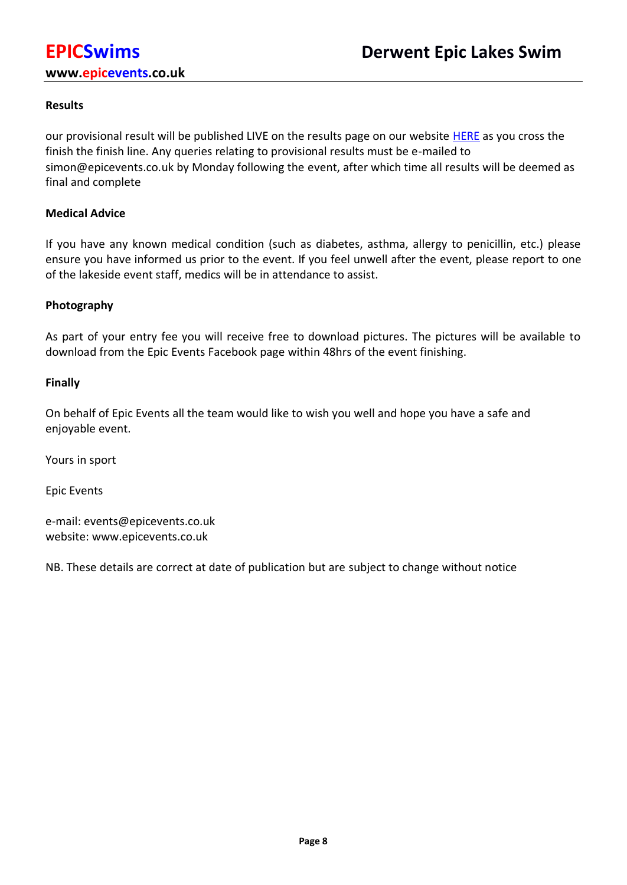### Results

our provisional result will be published LIVE on the results page on our website [HERE]() as you cross the finish the finish line. Any queries relating to provisional results must be e-mailed to simon@epicevents.co.uk by Monday following the event, after which time all results will be deemed as final and complete

### Medical Advice

If you have any known medical condition (such as diabetes, asthma, allergy to penicillin, etc.) please ensure you have informed us prior to the event. If you feel unwell after the event, please report to one of the lakeside event staff, medics will be in attendance to assist.

### Photography

As part of your entry fee you will receive free to download pictures. The pictures will be available to download from the Epic Events Facebook page within 48hrs of the event finishing.

### Finally

On behalf of Epic Events all the team would like to wish you well and hope you have a safe and enjoyable event.

Yours in sport

Epic Events

e-mail: events@epicevents.co.uk
website: www.epicevents.co.uk

NB. These details are correct at date of publication but are subject to change without notice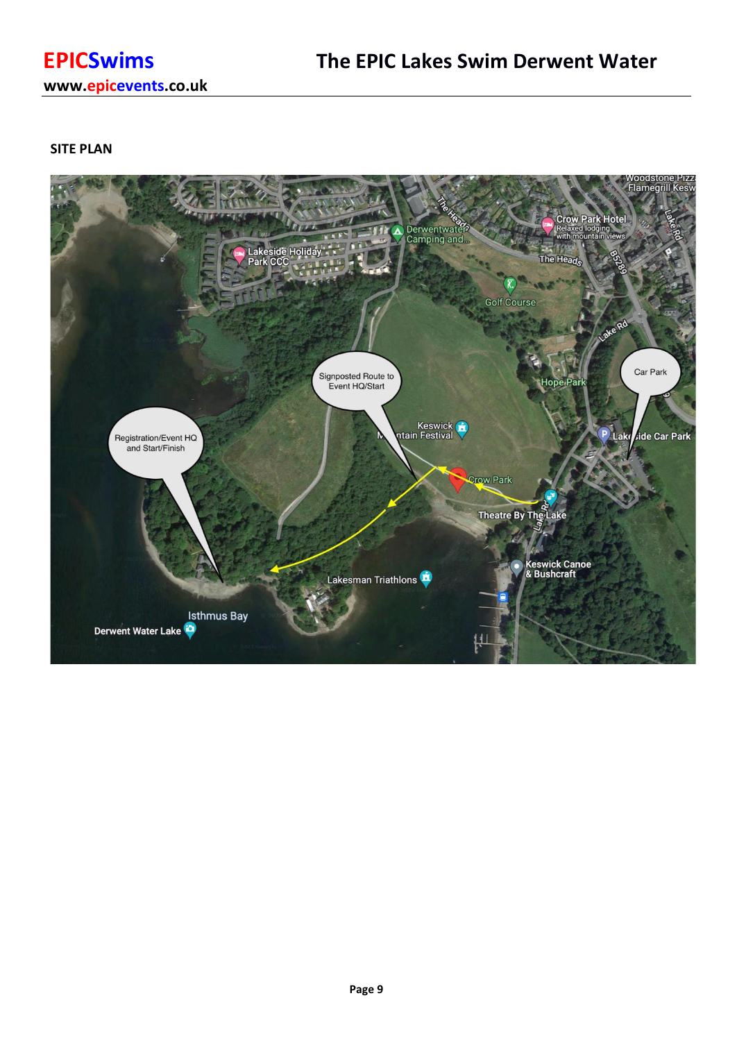## SITE PLAN

Signposted Route to Event HQ/Start

Registration/Event HQ and Start/Finish

Car Park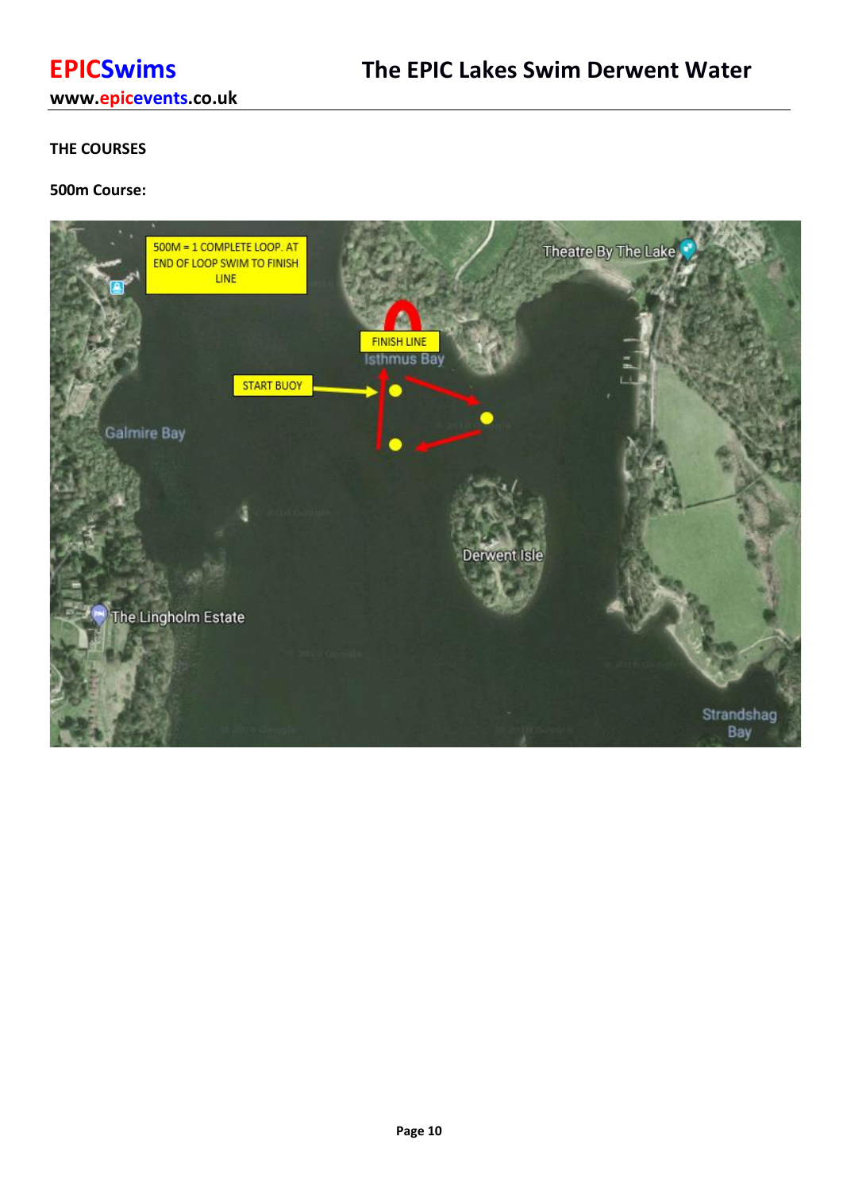## THE COURSES

### 500m Course:

500M = 1 COMPLETE LOOP. AT END OF LOOP SWIM TO FINISH LINE

FINISH LINE

START BUOY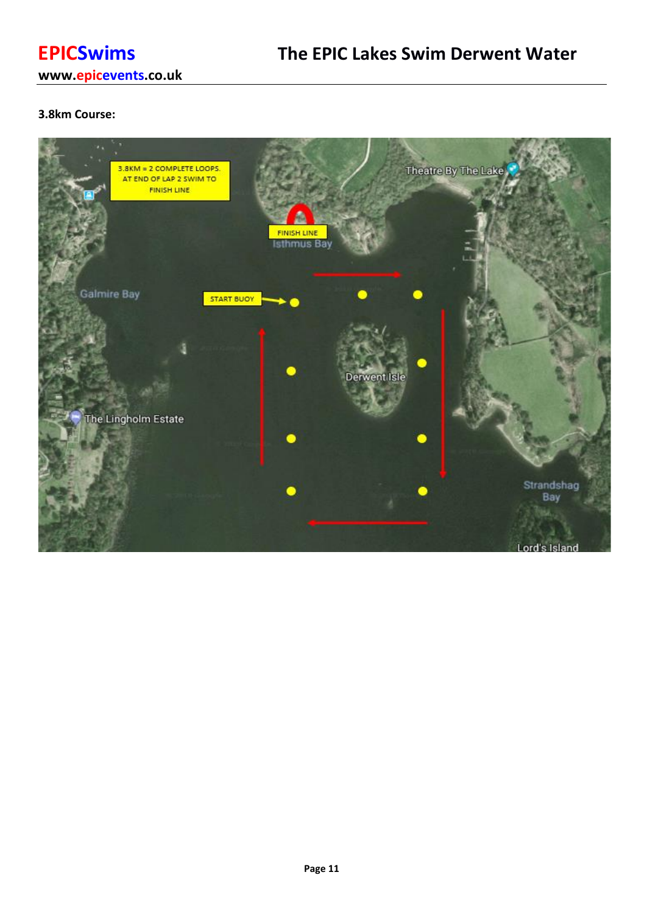**3.8km Course:**

3.8KM = 2 COMPLETE LOOPS. AT END OF LAP 2 SWIM TO FINISH LINE

FINISH LINE

START BUOY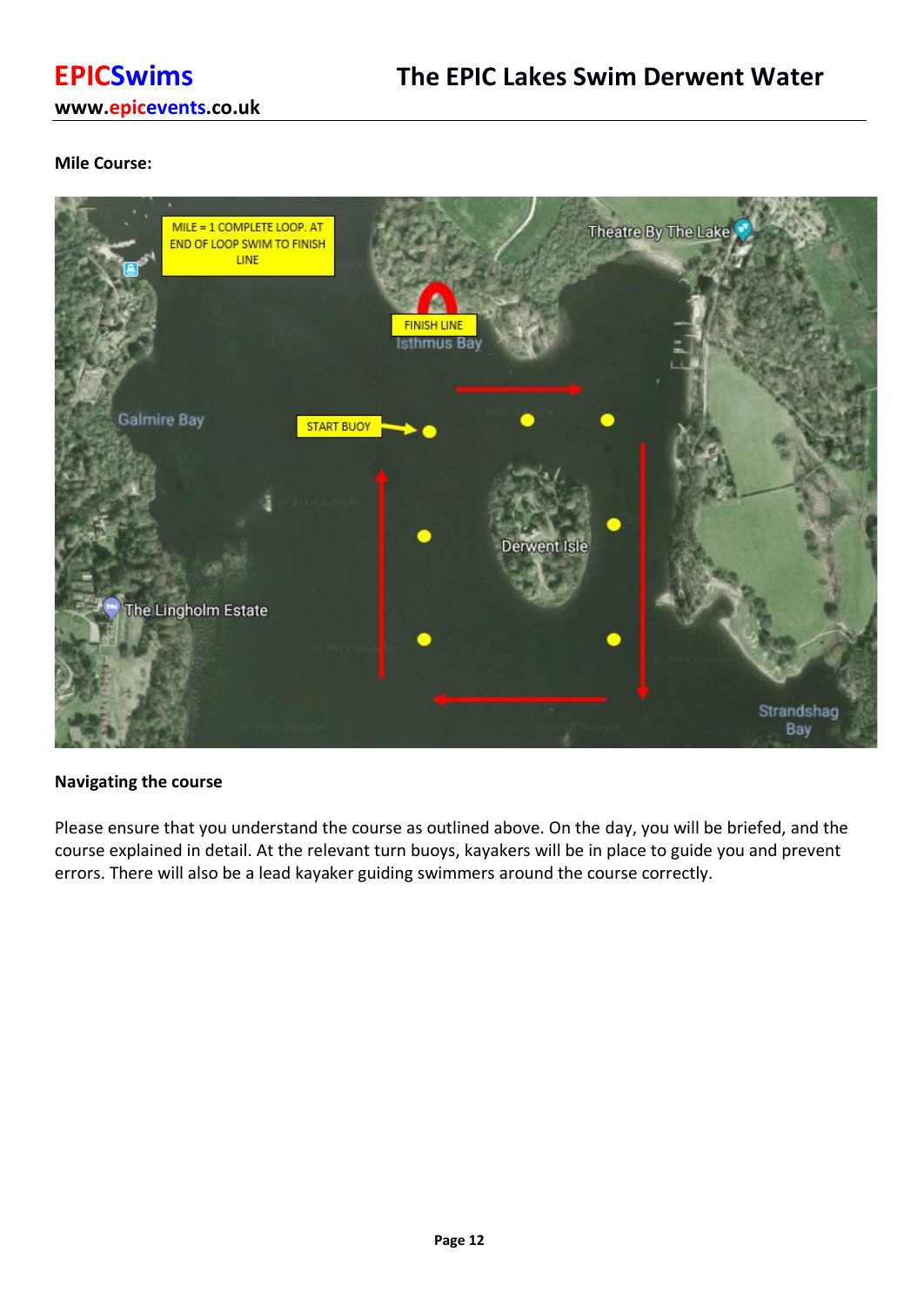**Mile Course:**

MILE = 1 COMPLETE LOOP. AT END OF LOOP SWIM TO FINISH LINE

FINISH LINE

Isthmus Bay

Theatre By The Lake

Galmire Bay

START BUOY

Derwent Isle

The Lingholm Estate

Strandshag Bay

**Navigating the course**

Please ensure that you understand the course as outlined above. On the day, you will be briefed, and the course explained in detail. At the relevant turn buoys, kayakers will be in place to guide you and prevent errors. There will also be a lead kayaker guiding swimmers around the course correctly.